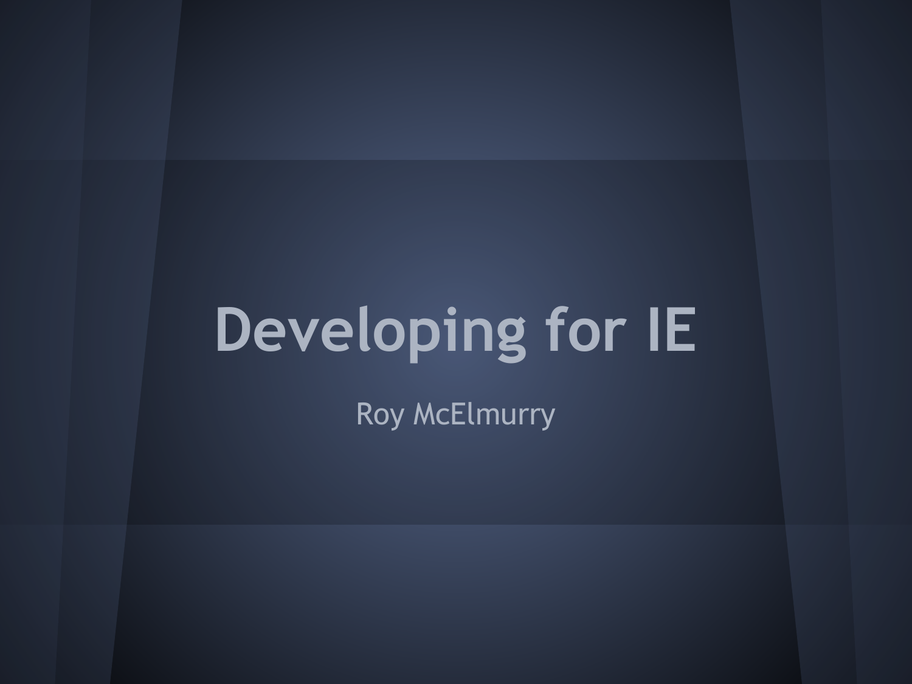# Developing for IE

Roy McElmurry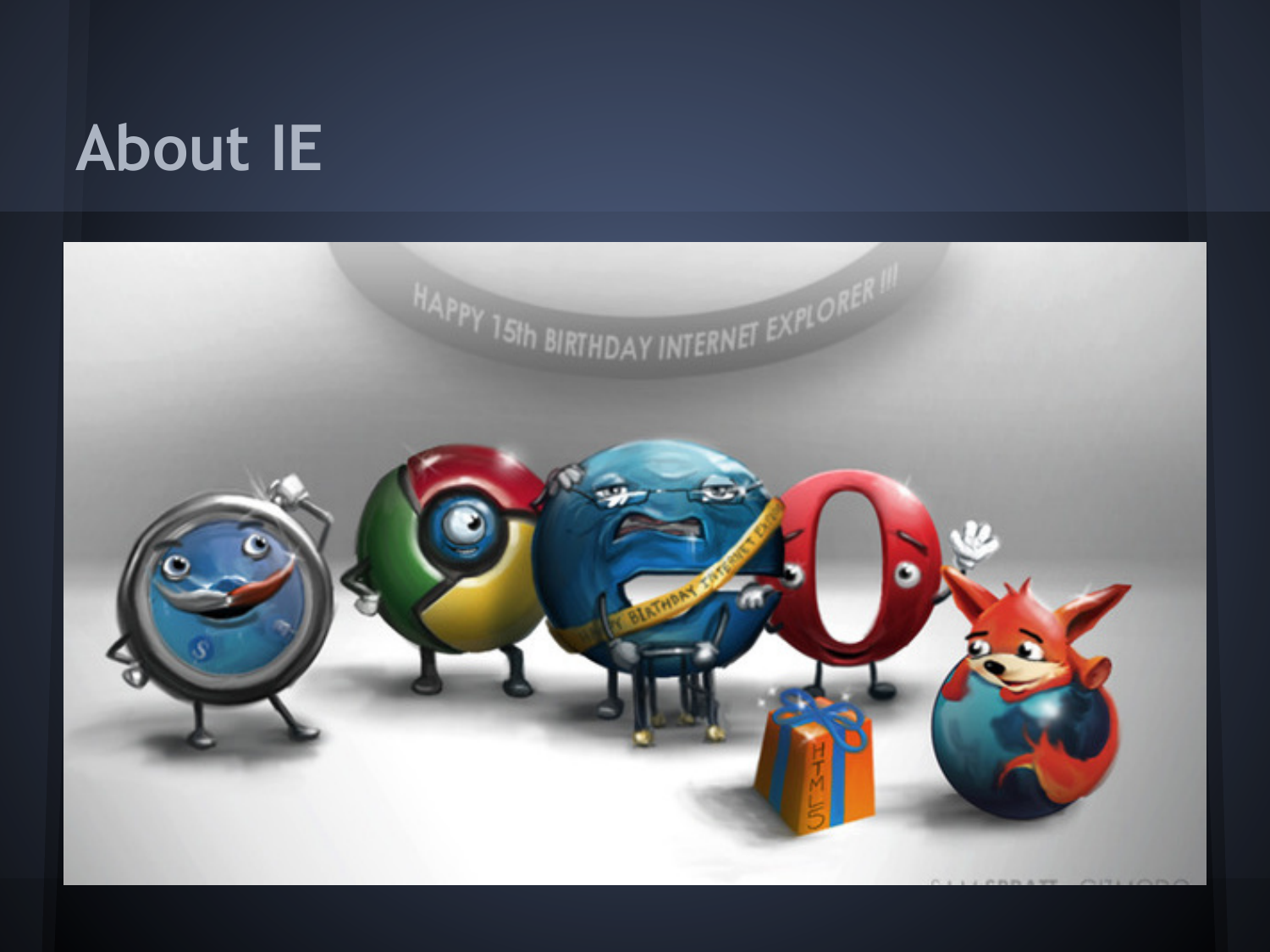# About IE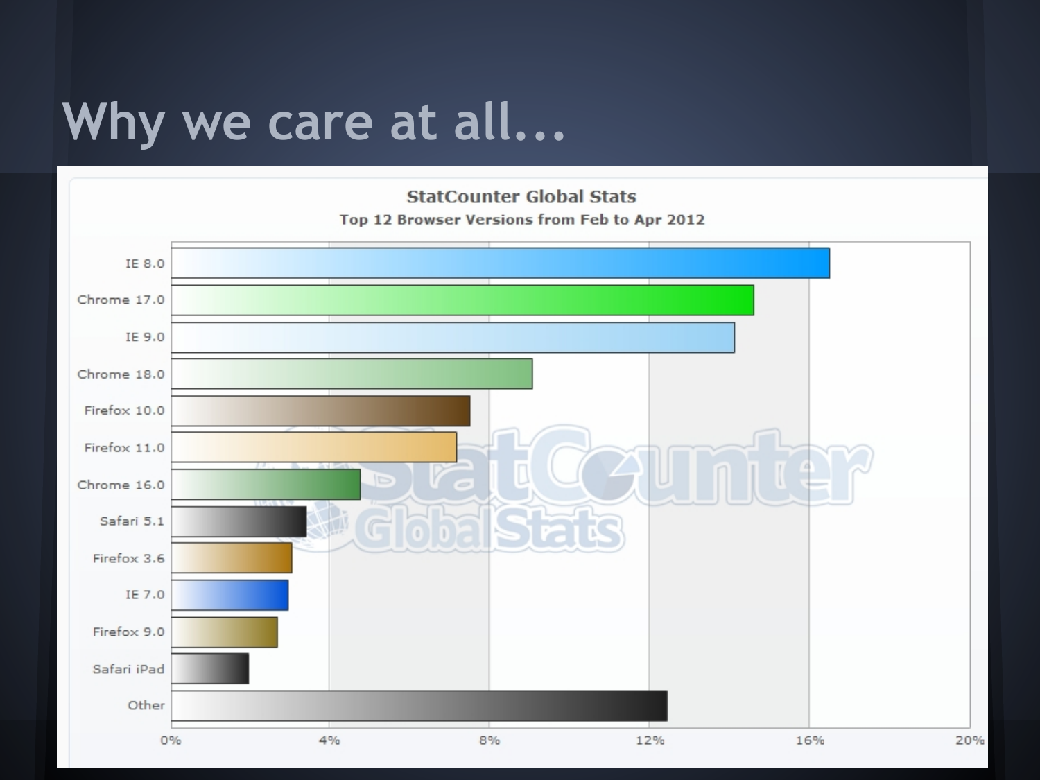# Why we care at all...

**StatCounter Global Stats**

**Top 12 Browser Versions from Feb to Apr 2012**

- IE 8.0
- Chrome 17.0
- IE 9.0
- Chrome 18.0
- Firefox 10.0
- Firefox 11.0
- Chrome 16.0
- Safari 5.1
- Firefox 3.6
- IE 7.0
- Firefox 9.0
- Safari iPad
- Other

0% 4% 8% 12% 16% 20%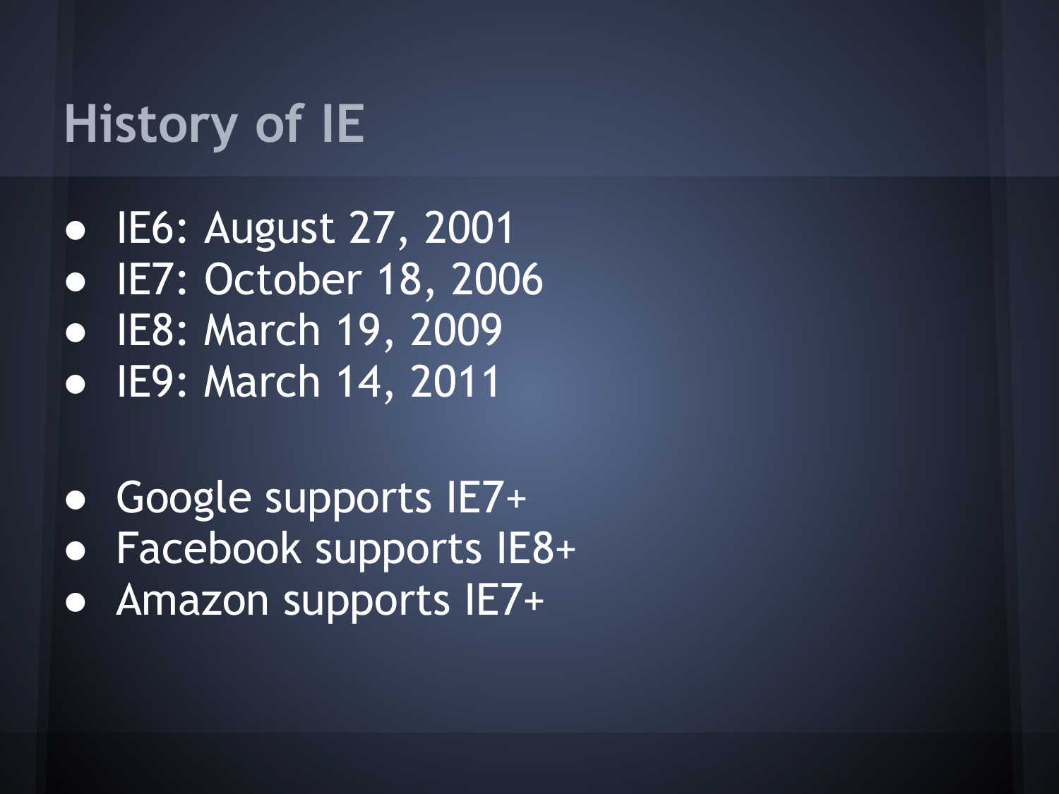# History of IE

- IE6: August 27, 2001
- IE7: October 18, 2006
- IE8: March 19, 2009
- IE9: March 14, 2011

- Google supports IE7+
- Facebook supports IE8+
- Amazon supports IE7+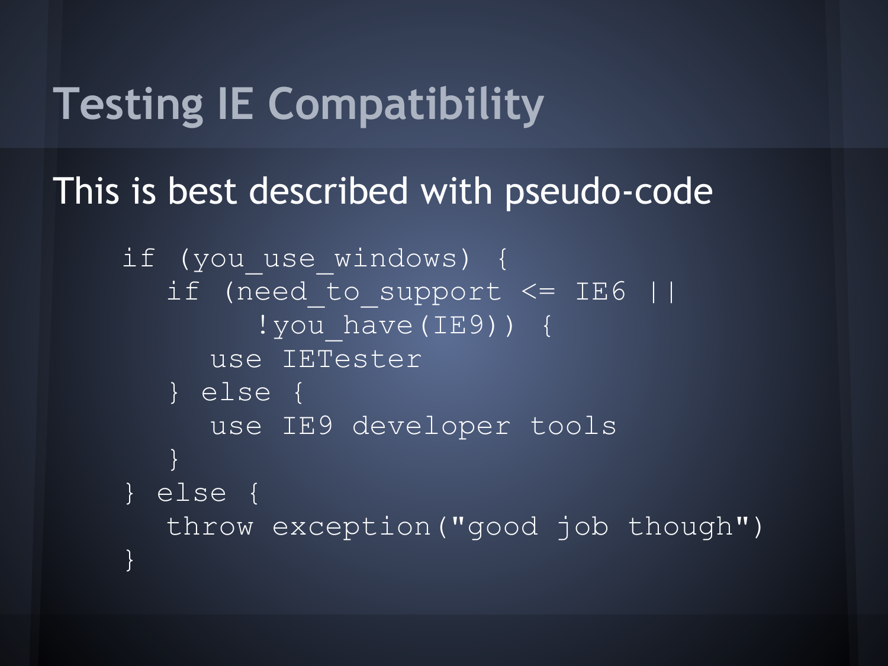# Testing IE Compatibility

This is best described with pseudo-code

```
if (you_use_windows) {
   if (need_to_support <= IE6 ||
         !you_have(IE9)) {
      use IETester
   } else {
      use IE9 developer tools
   }
} else {
   throw exception("good job though")
}
```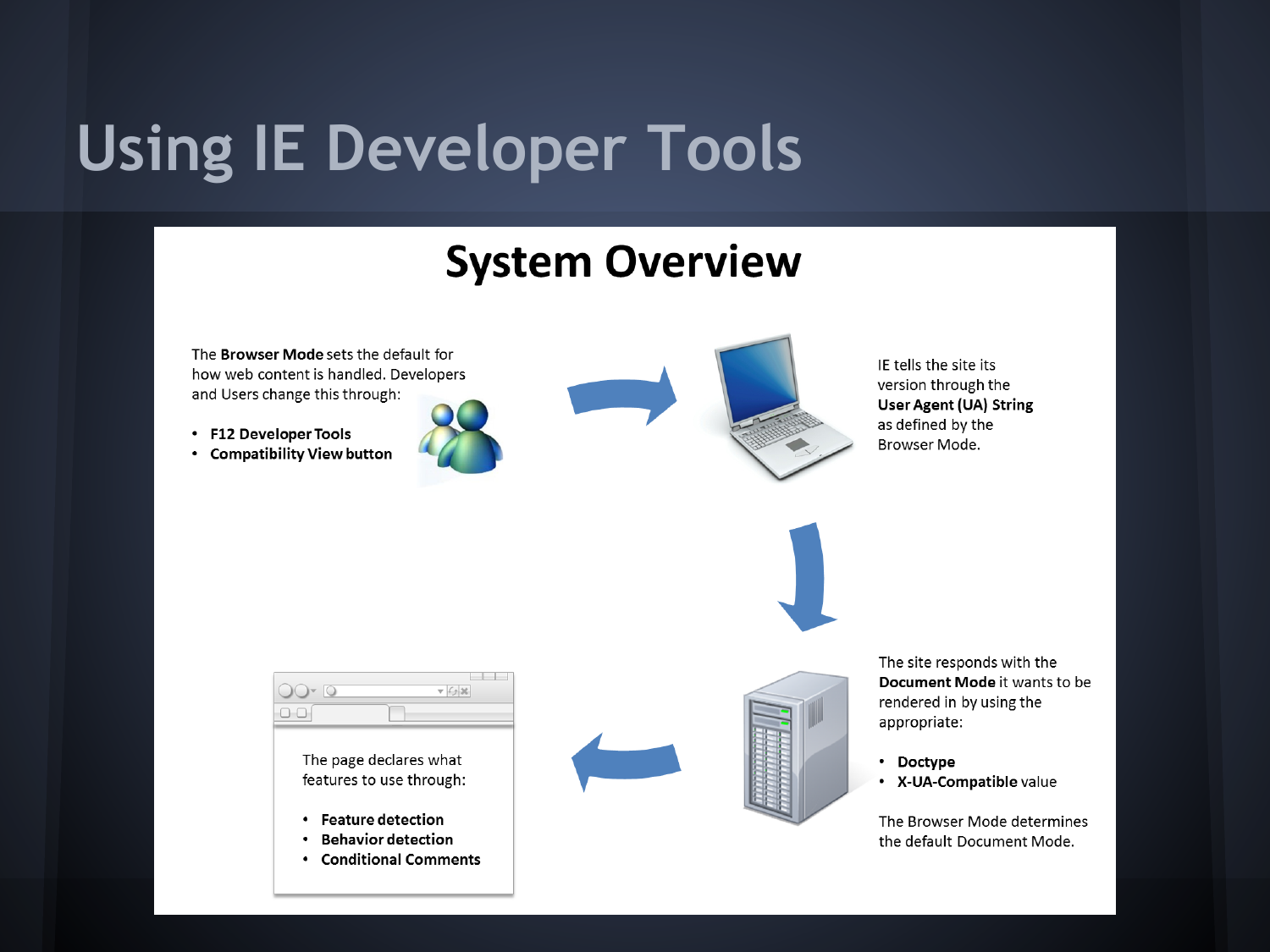# Using IE Developer Tools

## System Overview

The **Browser Mode** sets the default for how web content is handled. Developers and Users change this through:

- **F12 Developer Tools**
- **Compatibility View button**

IE tells the site its version through the **User Agent (UA) String** as defined by the Browser Mode.

The site responds with the **Document Mode** it wants to be rendered in by using the appropriate:

- **Doctype**
- **X-UA-Compatible** value

The Browser Mode determines the default Document Mode.

The page declares what features to use through:

- **Feature detection**
- **Behavior detection**
- **Conditional Comments**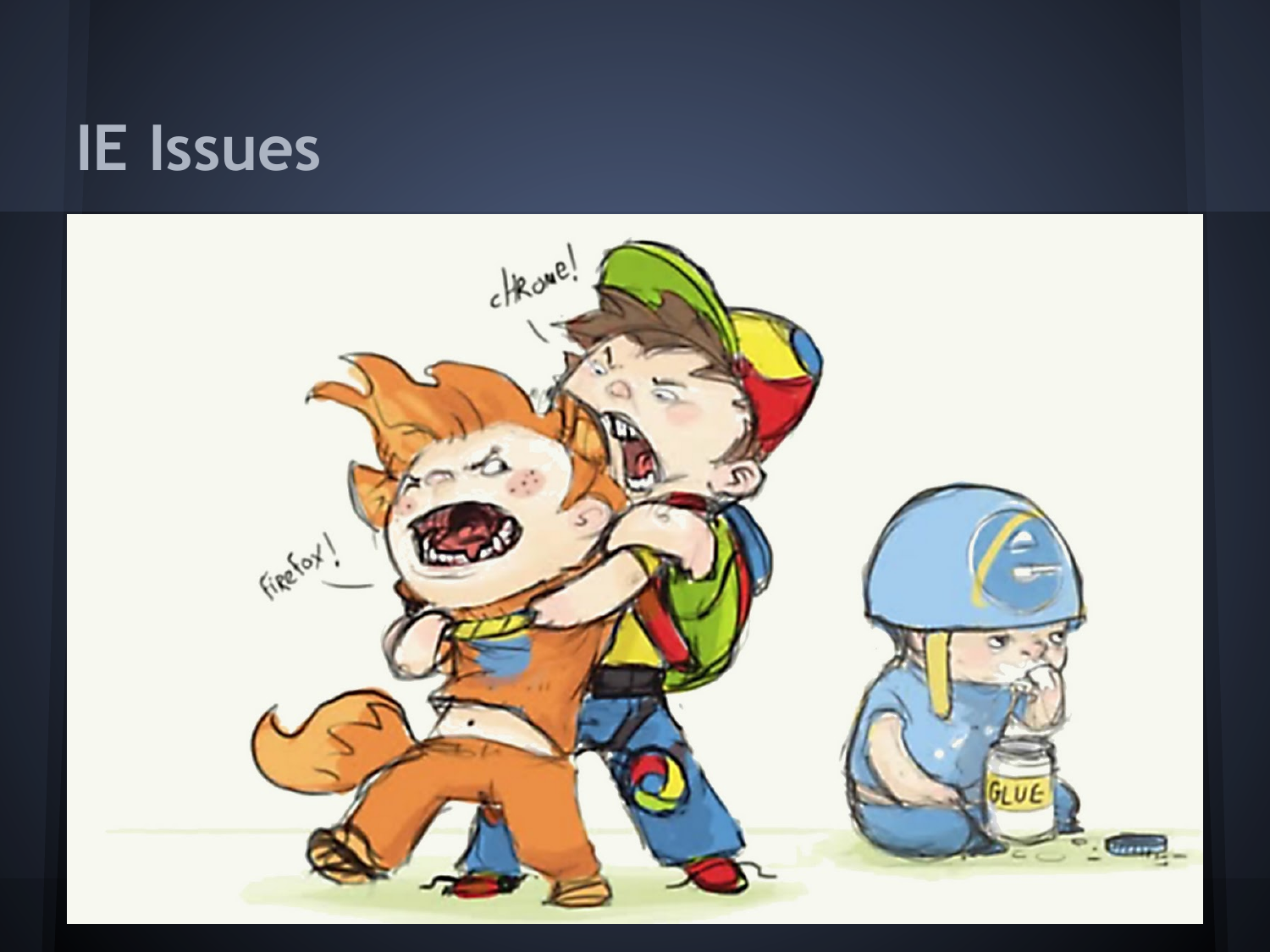# IE Issues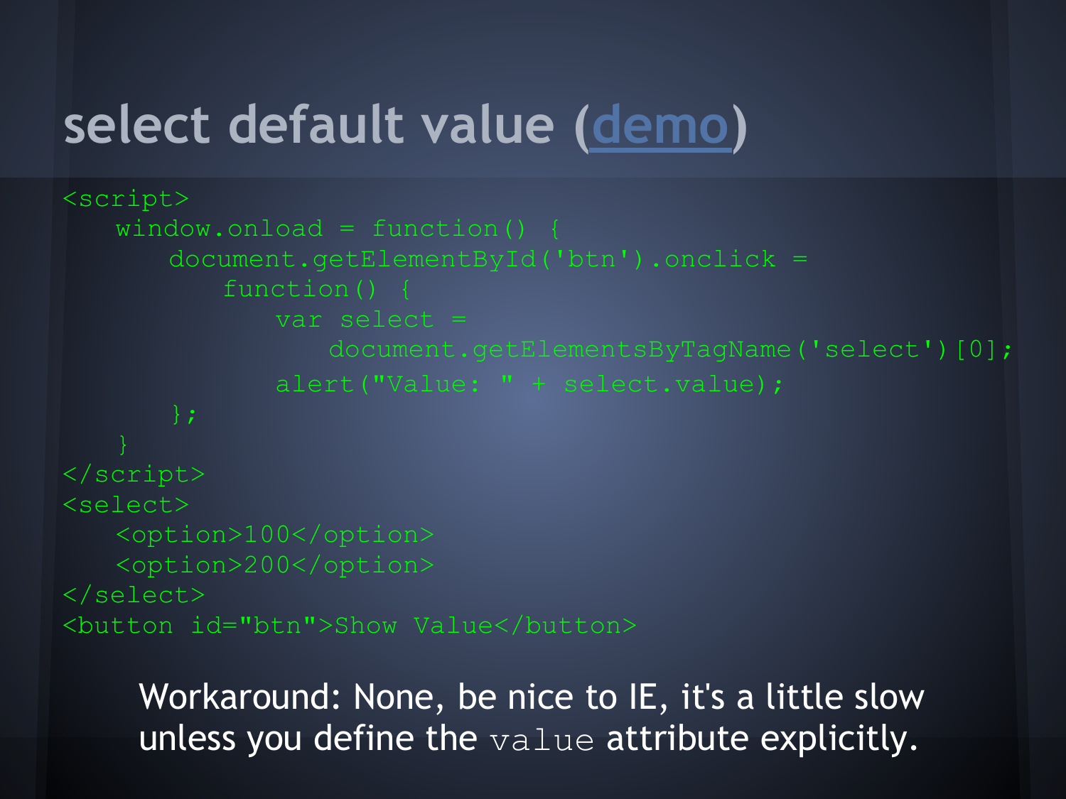# select default value ([demo]())

```html
<script>
    window.onload = function() {
        document.getElementById('btn').onclick =
            function() {
                var select =
                    document.getElementsByTagName('select')[0];
                alert("Value: " + select.value);
        };
    }
</script>
<select>
    <option>100</option>
    <option>200</option>
</select>
<button id="btn">Show Value</button>
```

Workaround: None, be nice to IE, it's a little slow unless you define the `value` attribute explicitly.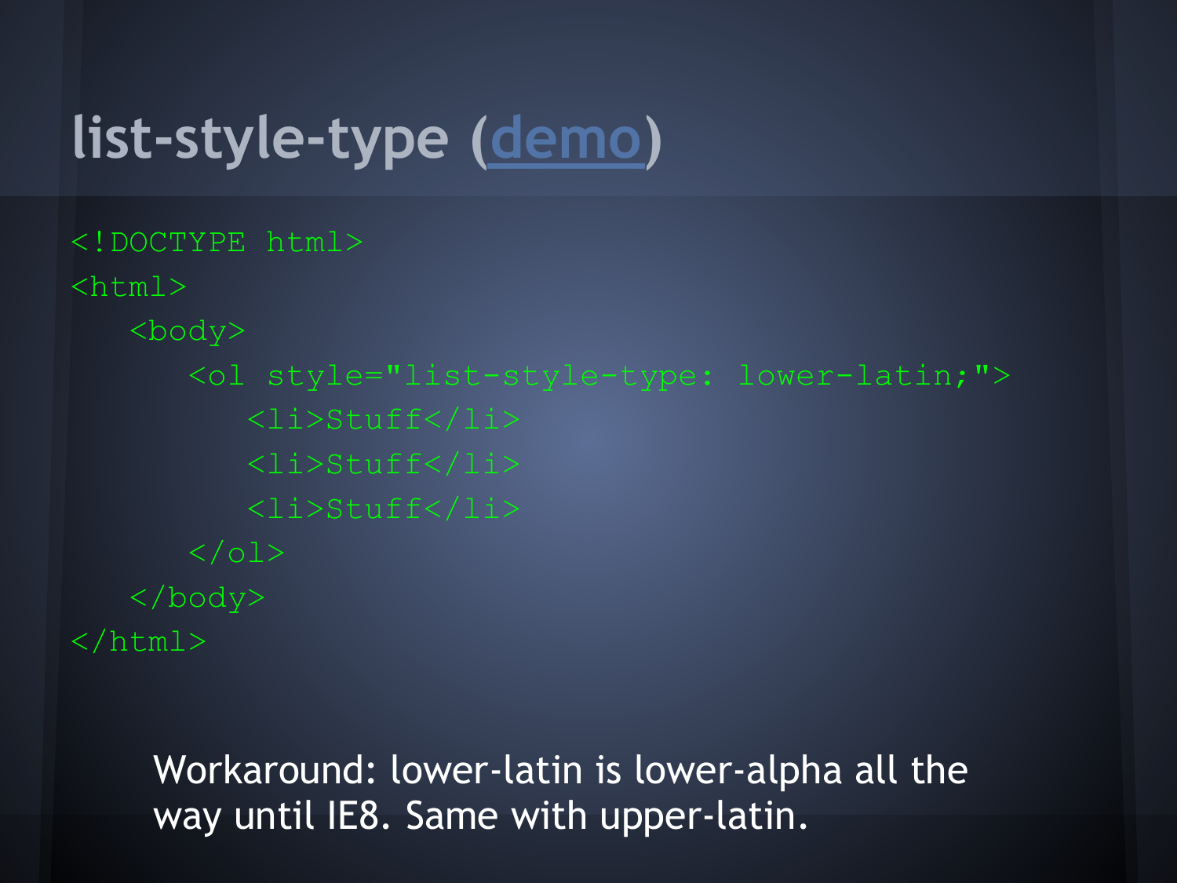# list-style-type (demo)

```
<!DOCTYPE html>
<html>
   <body>
      <ol style="list-style-type: lower-latin;">
         <li>Stuff</li>
         <li>Stuff</li>
         <li>Stuff</li>
      </ol>
   </body>
</html>
```

Workaround: lower-latin is lower-alpha all the way until IE8. Same with upper-latin.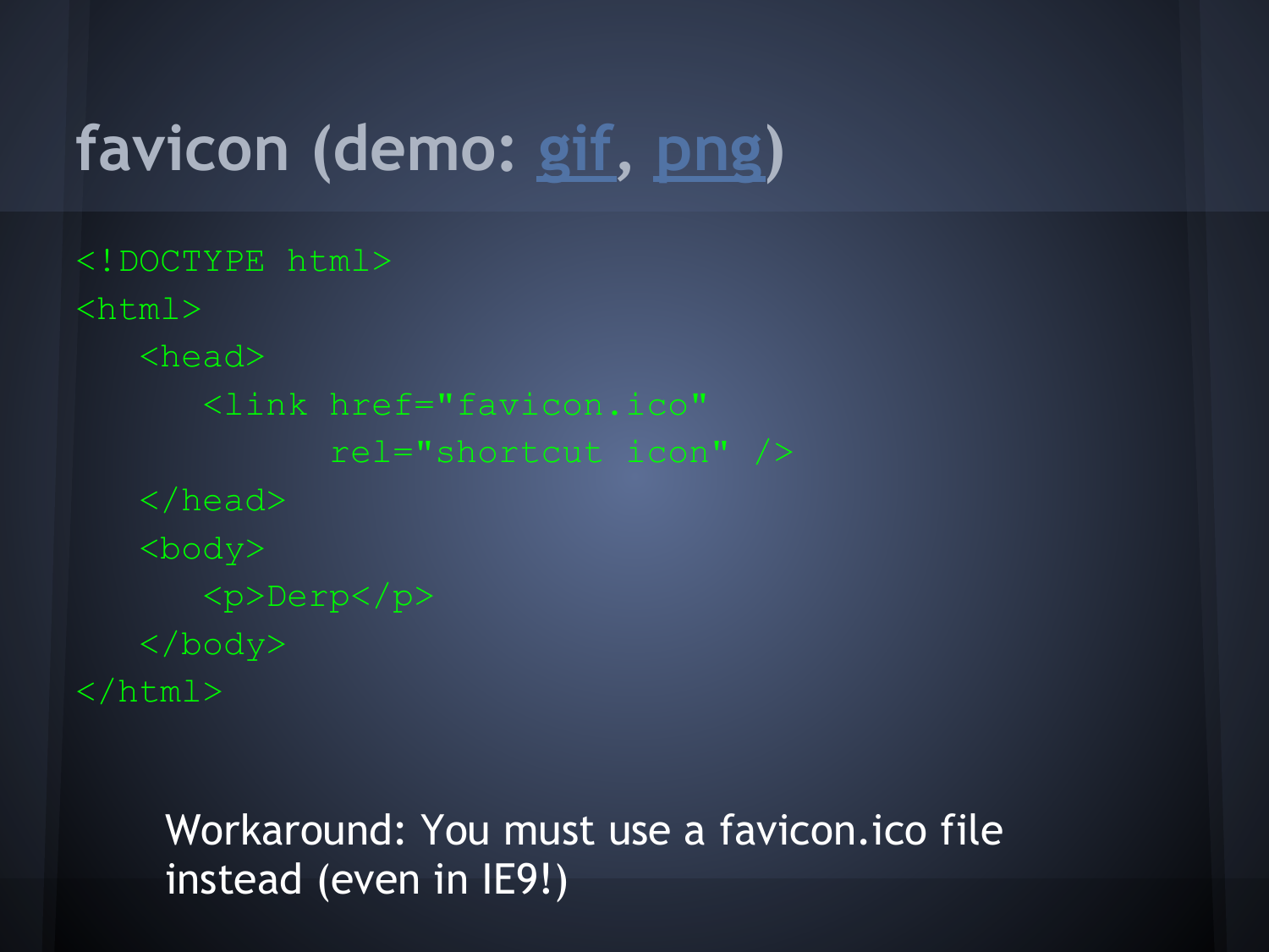# favicon (demo: gif, png)

```
<!DOCTYPE html>
<html>
   <head>
      <link href="favicon.ico"
            rel="shortcut icon" />
   </head>
   <body>
      <p>Derp</p>
   </body>
</html>
```

Workaround: You must use a favicon.ico file instead (even in IE9!)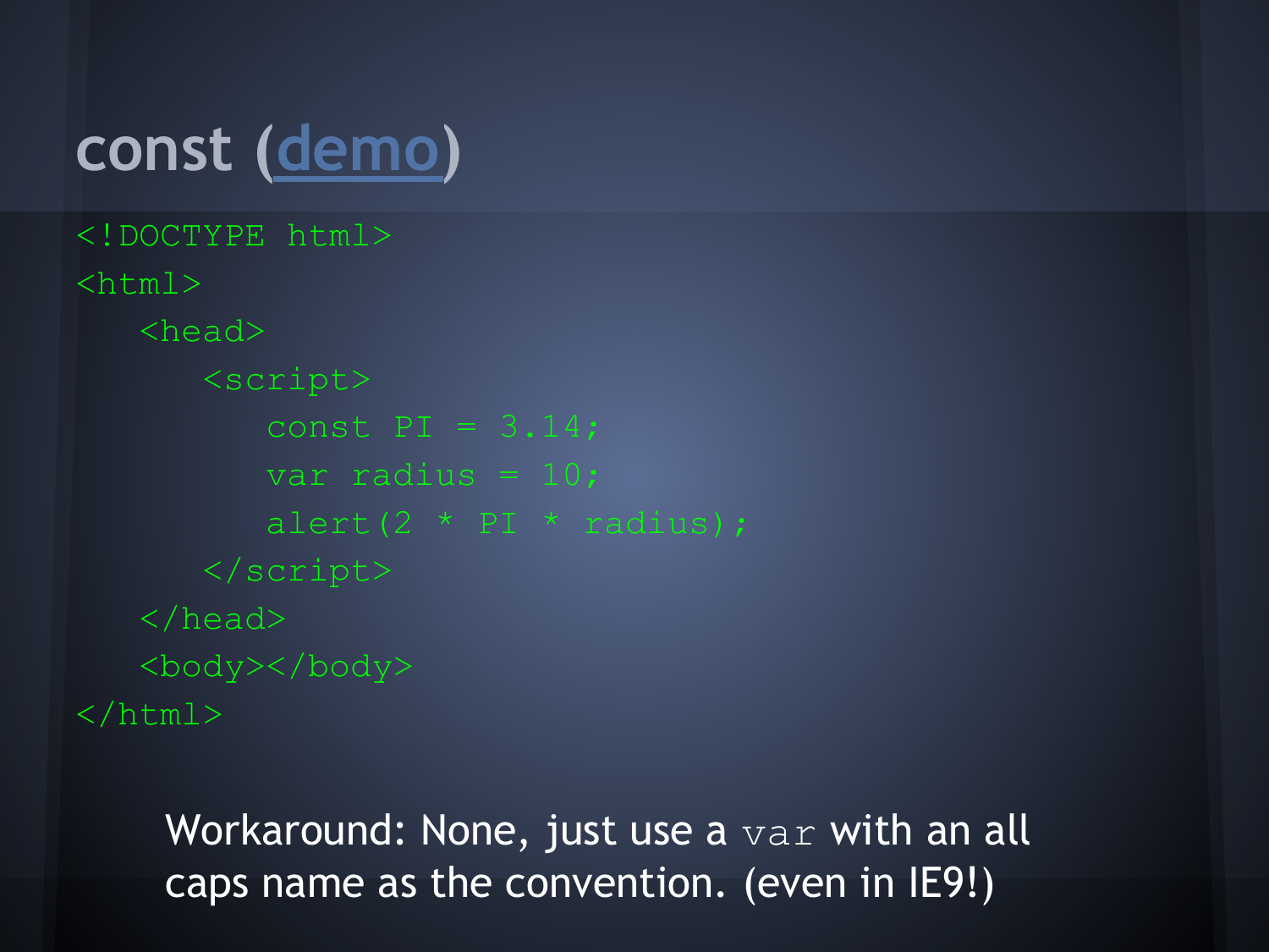# const ([demo](#))

```
<!DOCTYPE html>
<html>
   <head>
      <script>
         const PI = 3.14;
         var radius = 10;
         alert(2 * PI * radius);
      </script>
   </head>
   <body></body>
</html>
```

Workaround: None, just use a `var` with an all caps name as the convention. (even in IE9!)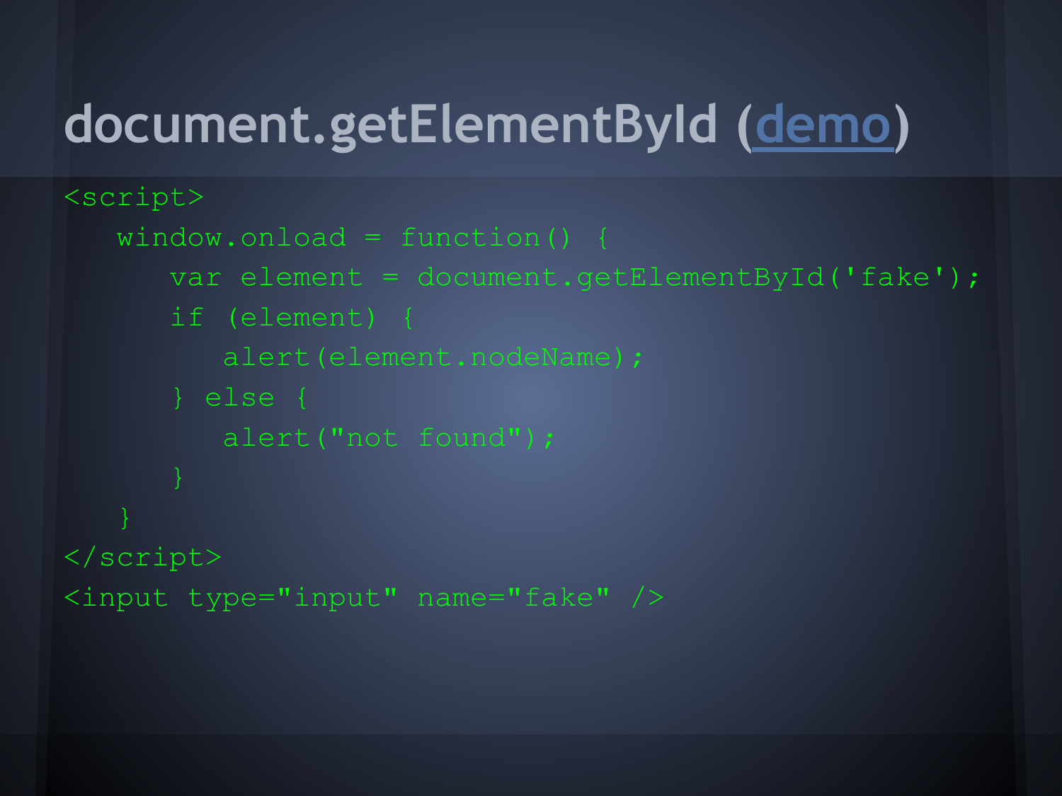# document.getElementById (demo)

```
<script>
   window.onload = function() {
      var element = document.getElementById('fake');
      if (element) {
         alert(element.nodeName);
      } else {
         alert("not found");
      }
   }
</script>
<input type="input" name="fake" />
```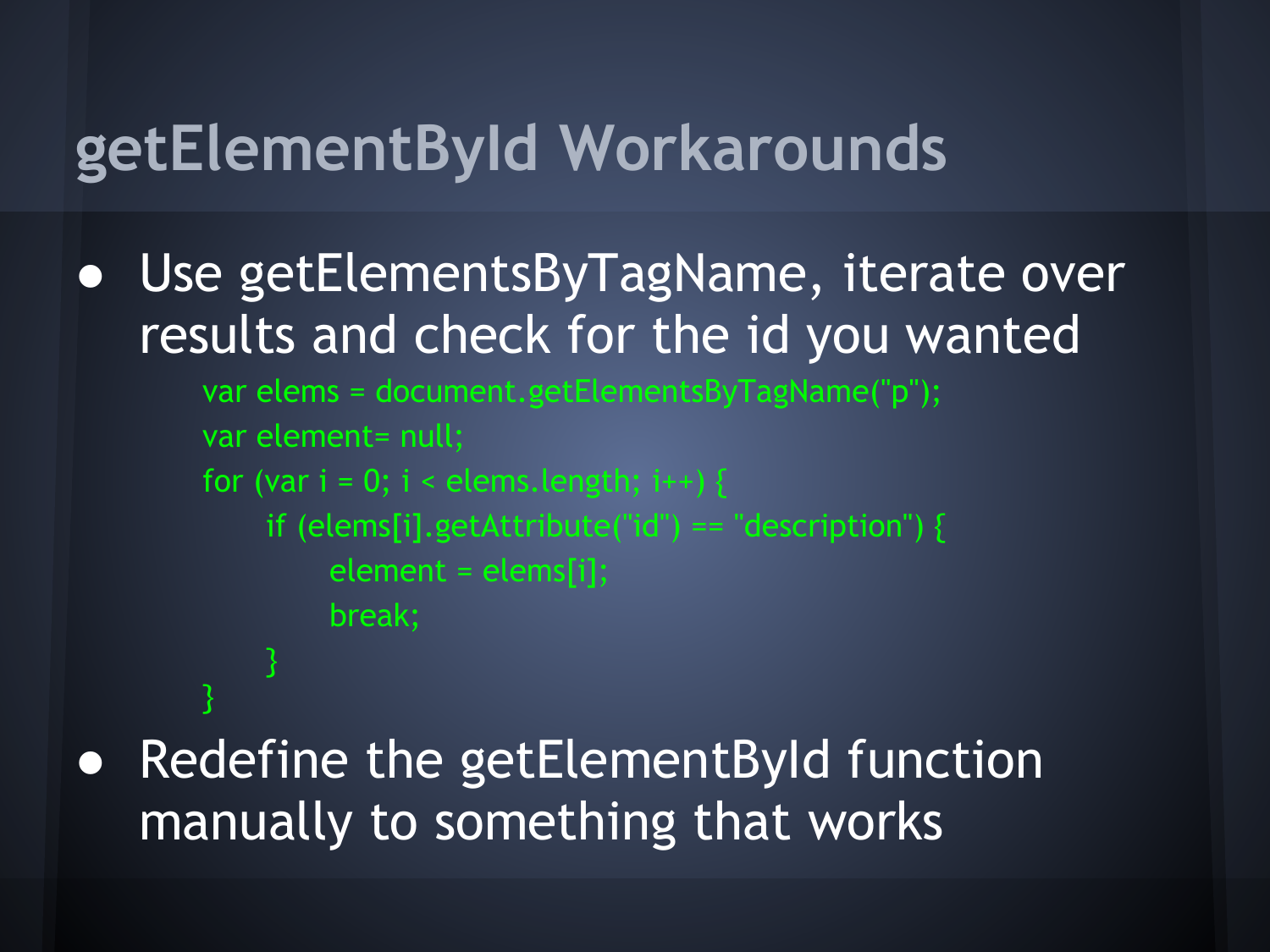# getElementById Workarounds

- Use getElementsByTagName, iterate over results and check for the id you wanted

```
var elems = document.getElementsByTagName("p");
var element= null;
for (var i = 0; i < elems.length; i++) {
    if (elems[i].getAttribute("id") == "description") {
        element = elems[i];
        break;
    }
}
```

- Redefine the getElementById function manually to something that works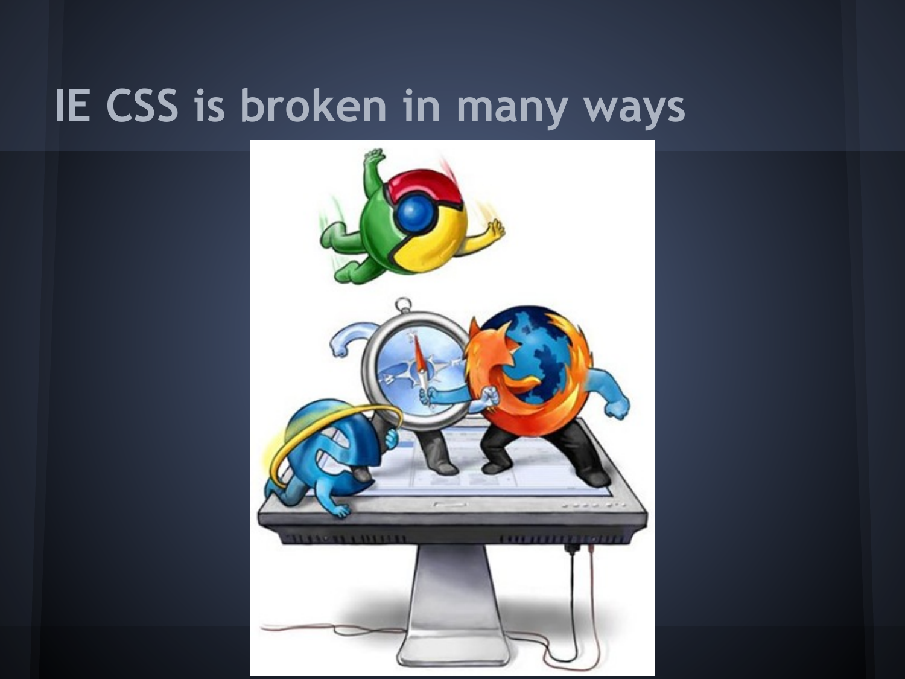# IE CSS is broken in many ways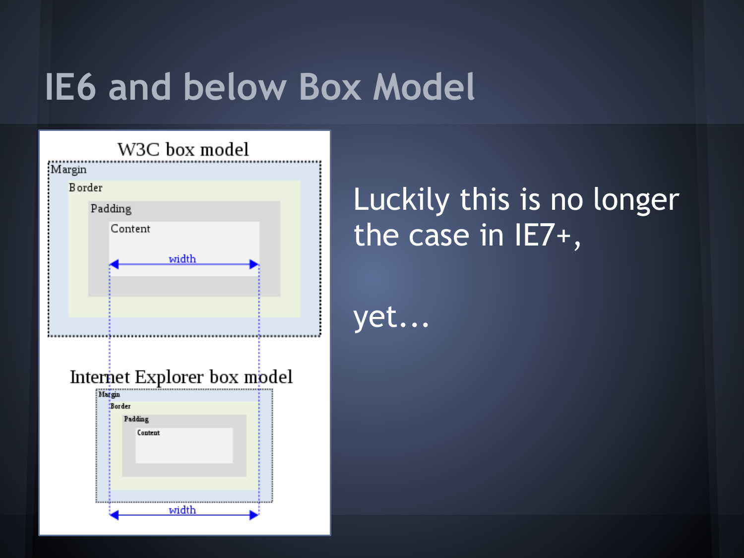# IE6 and below Box Model

W3C box model

Margin

Border

Padding

Content

width

Internet Explorer box model

Margin

Border

Padding

Content

width

Luckily this is no longer the case in IE7+,

yet...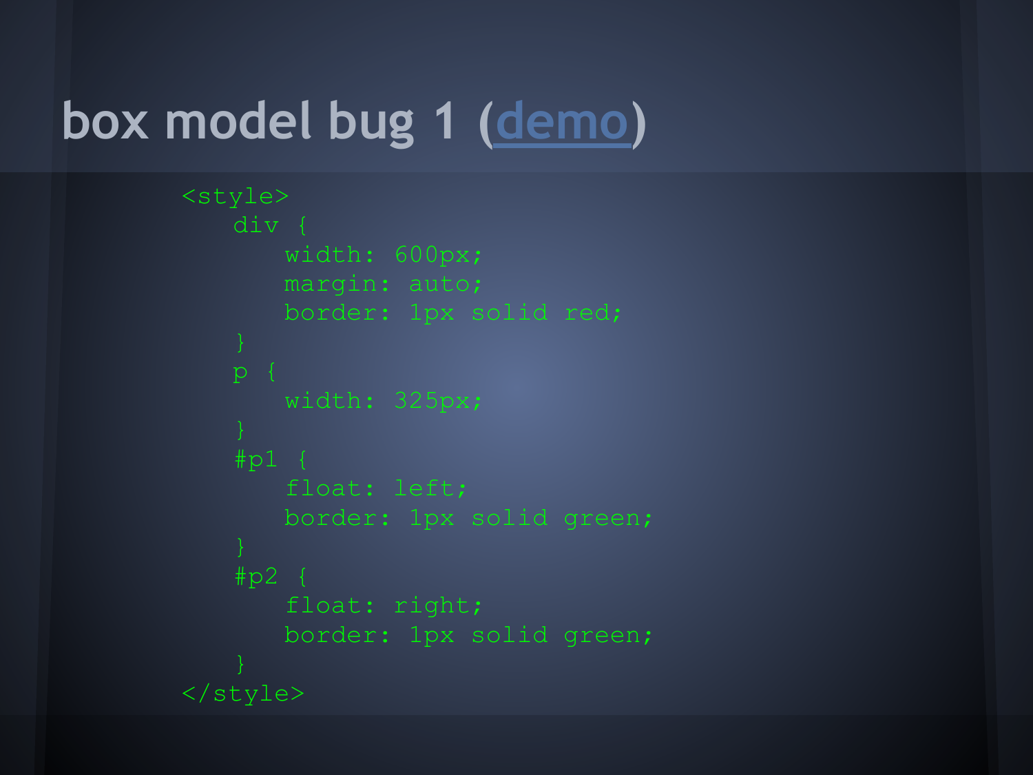# box model bug 1 (demo)

```
<style>
    div {
        width: 600px;
        margin: auto;
        border: 1px solid red;
    }
    p {
        width: 325px;
    }
    #p1 {
        float: left;
        border: 1px solid green;
    }
    #p2 {
        float: right;
        border: 1px solid green;
    }
</style>
```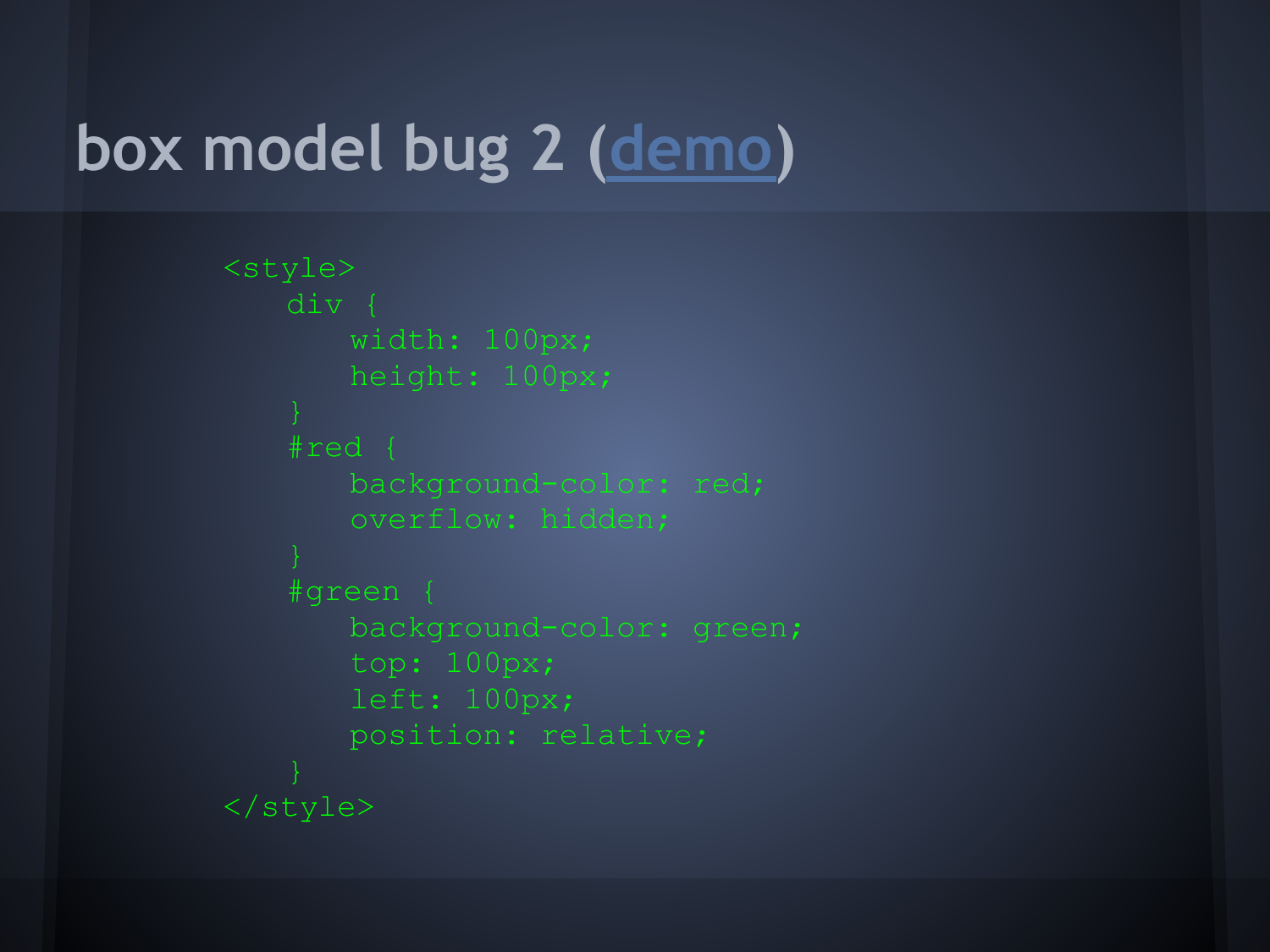# box model bug 2 ([demo](demo))

```
<style>
   div {
      width: 100px;
      height: 100px;
   }
   #red {
      background-color: red;
      overflow: hidden;
   }
   #green {
      background-color: green;
      top: 100px;
      left: 100px;
      position: relative;
   }
</style>
```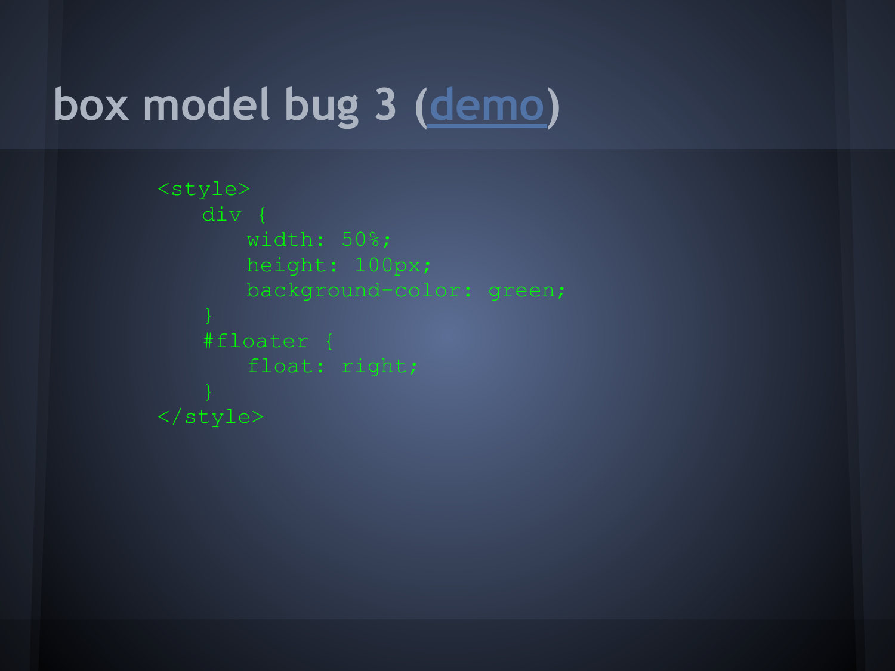# box model bug 3 (demo)

```
<style>
    div {
        width: 50%;
        height: 100px;
        background-color: green;
    }
    #floater {
        float: right;
    }
</style>
```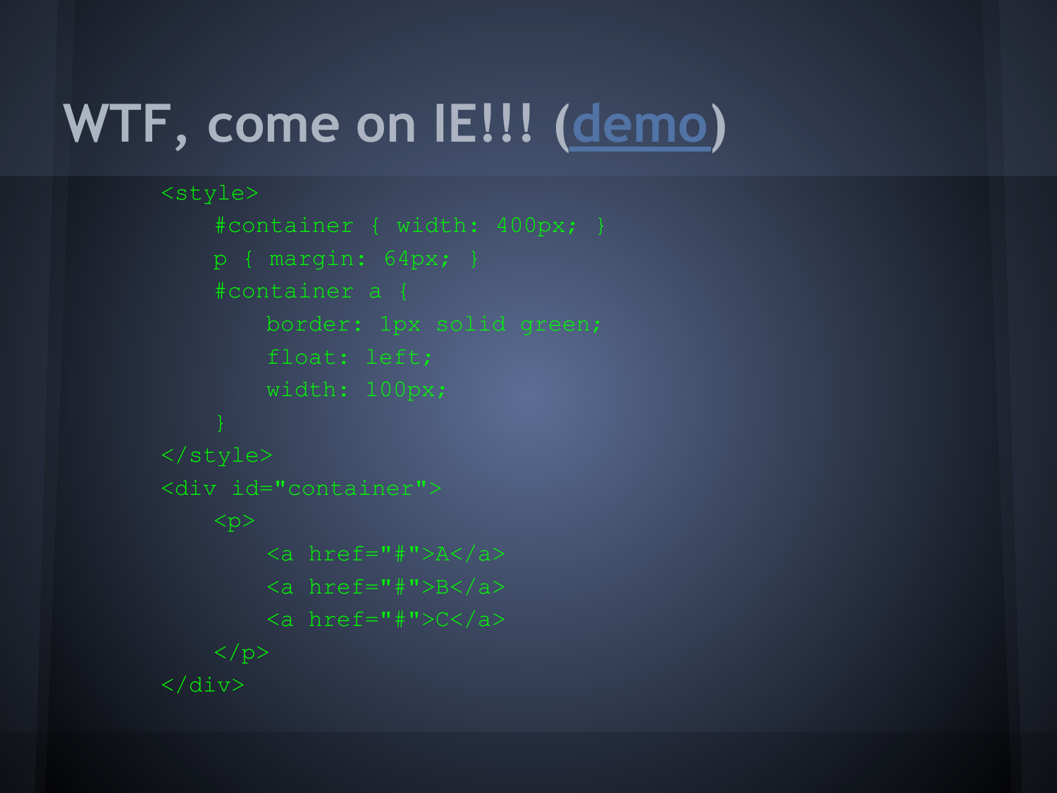# WTF, come on IE!!! (demo)

```
<style>
    #container { width: 400px; }
    p { margin: 64px; }
    #container a {
        border: 1px solid green;
        float: left;
        width: 100px;
    }
</style>
<div id="container">
    <p>
        <a href="#">A</a>
        <a href="#">B</a>
        <a href="#">C</a>
    </p>
</div>
```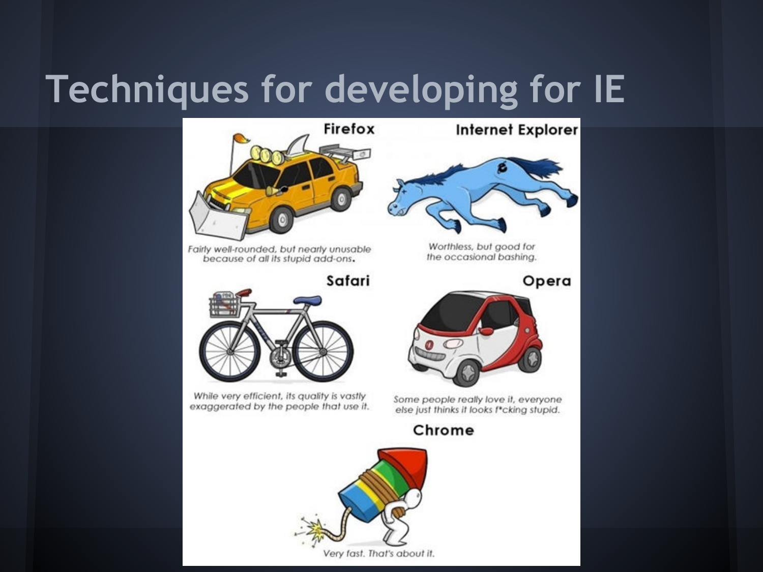# Techniques for developing for IE

**Firefox**

Fairly well-rounded, but nearly unusable because of all its stupid add-ons.

**Internet Explorer**

Worthless, but good for the occasional bashing.

**Safari**

While very efficient, its quality is vastly exaggerated by the people that use it.

**Opera**

Some people really love it, everyone else just thinks it looks f*cking stupid.

**Chrome**

Very fast. That's about it.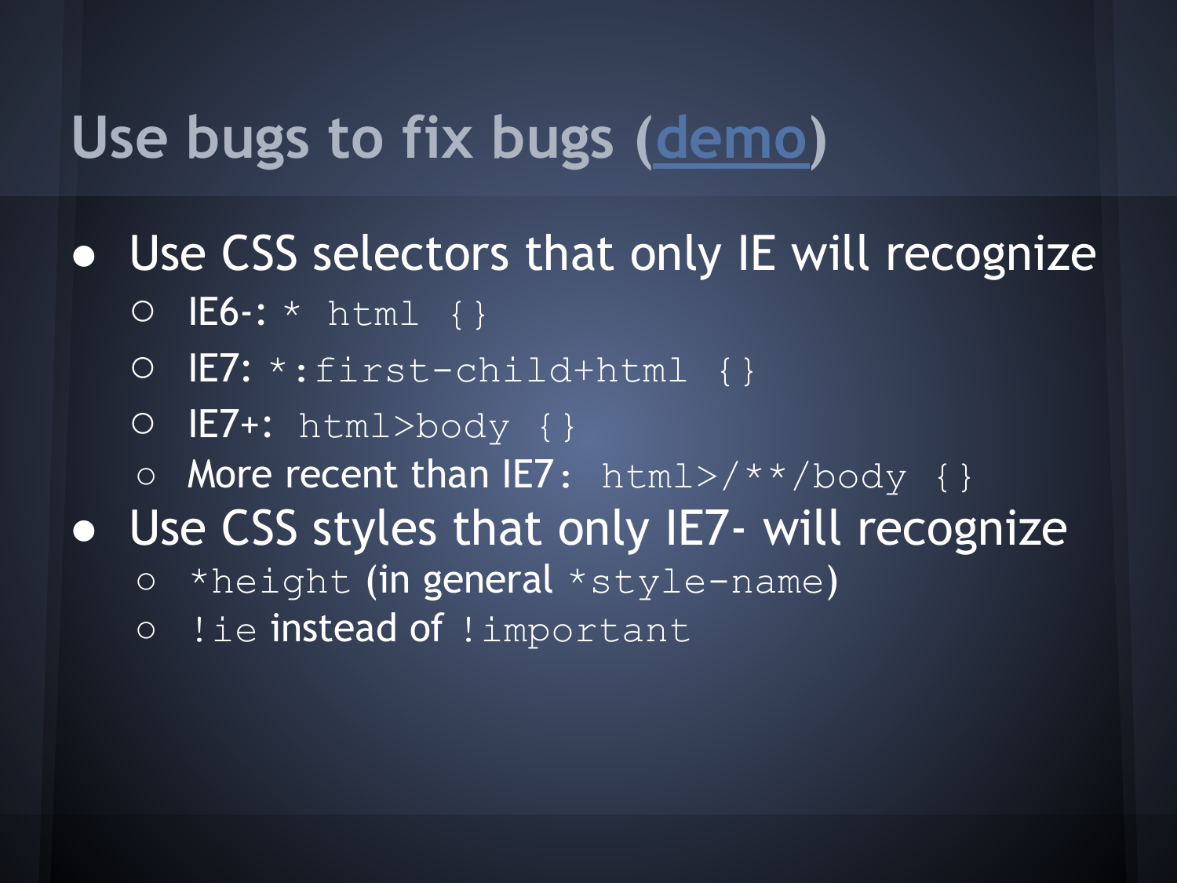# Use bugs to fix bugs (demo)

- Use CSS selectors that only IE will recognize
  - IE6-: `* html {}`
  - IE7: `*:first-child+html {}`
  - IE7+: `html>body {}`
  - More recent than IE7: `html>/**/body {}`
- Use CSS styles that only IE7- will recognize
  - `*height` (in general `*style-name`)
  - `!ie` instead of `!important`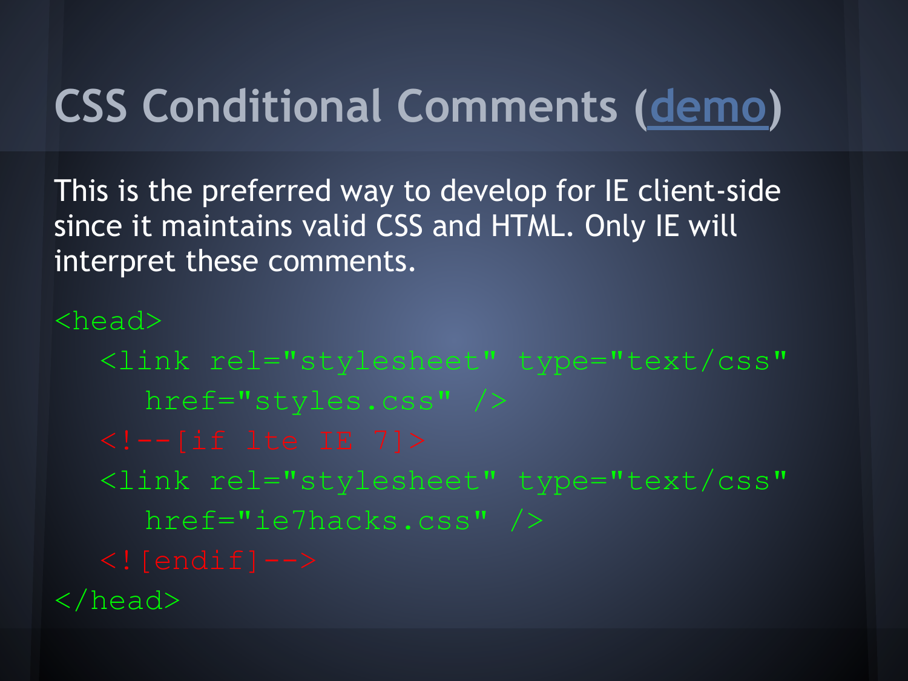# CSS Conditional Comments (demo)

This is the preferred way to develop for IE client-side since it maintains valid CSS and HTML. Only IE will interpret these comments.

```
<head>
   <link rel="stylesheet" type="text/css"
      href="styles.css" />
   <!--[if lte IE 7]>
   <link rel="stylesheet" type="text/css"
      href="ie7hacks.css" />
   <![endif]-->
</head>
```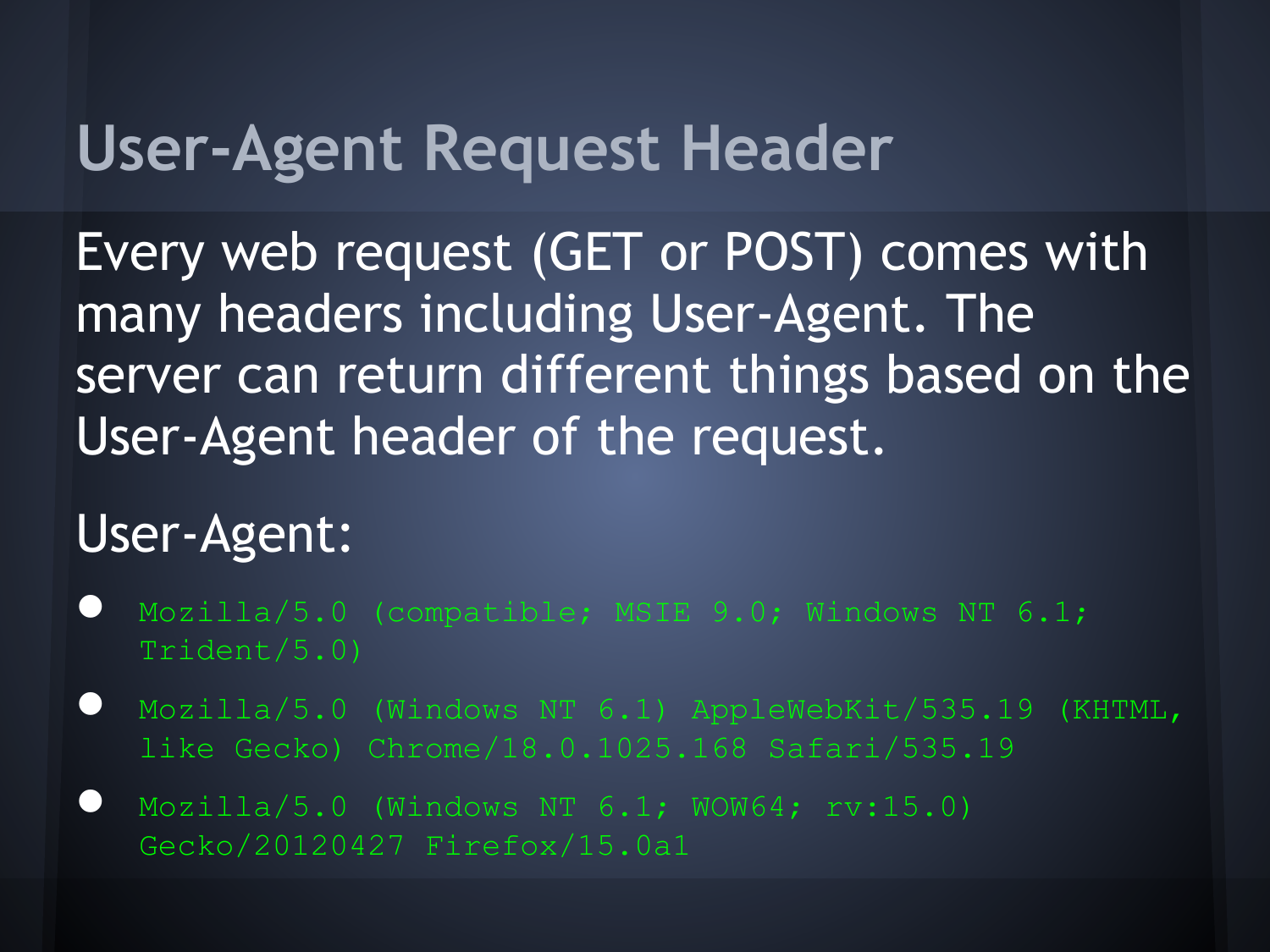# User-Agent Request Header

Every web request (GET or POST) comes with many headers including User-Agent. The server can return different things based on the User-Agent header of the request.

User-Agent:

- `Mozilla/5.0 (compatible; MSIE 9.0; Windows NT 6.1; Trident/5.0)`
- `Mozilla/5.0 (Windows NT 6.1) AppleWebKit/535.19 (KHTML, like Gecko) Chrome/18.0.1025.168 Safari/535.19`
- `Mozilla/5.0 (Windows NT 6.1; WOW64; rv:15.0) Gecko/20120427 Firefox/15.0a1`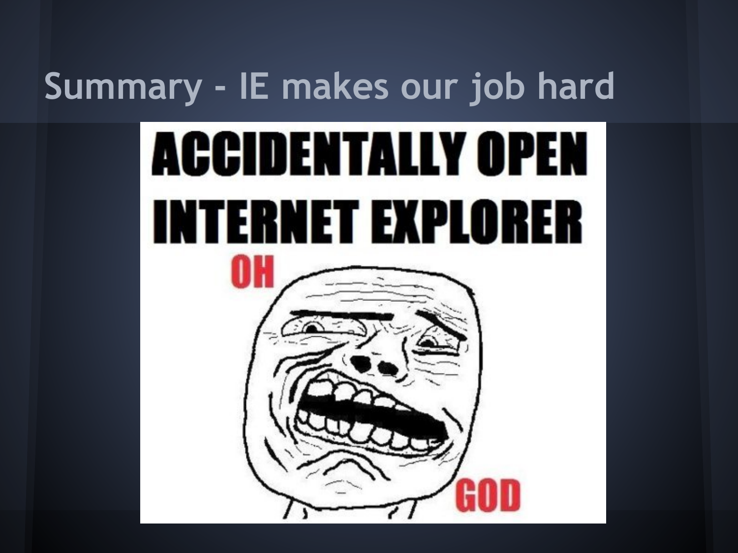# Summary - IE makes our job hard

ACCIDENTALLY OPEN INTERNET EXPLORER

OH

GOD